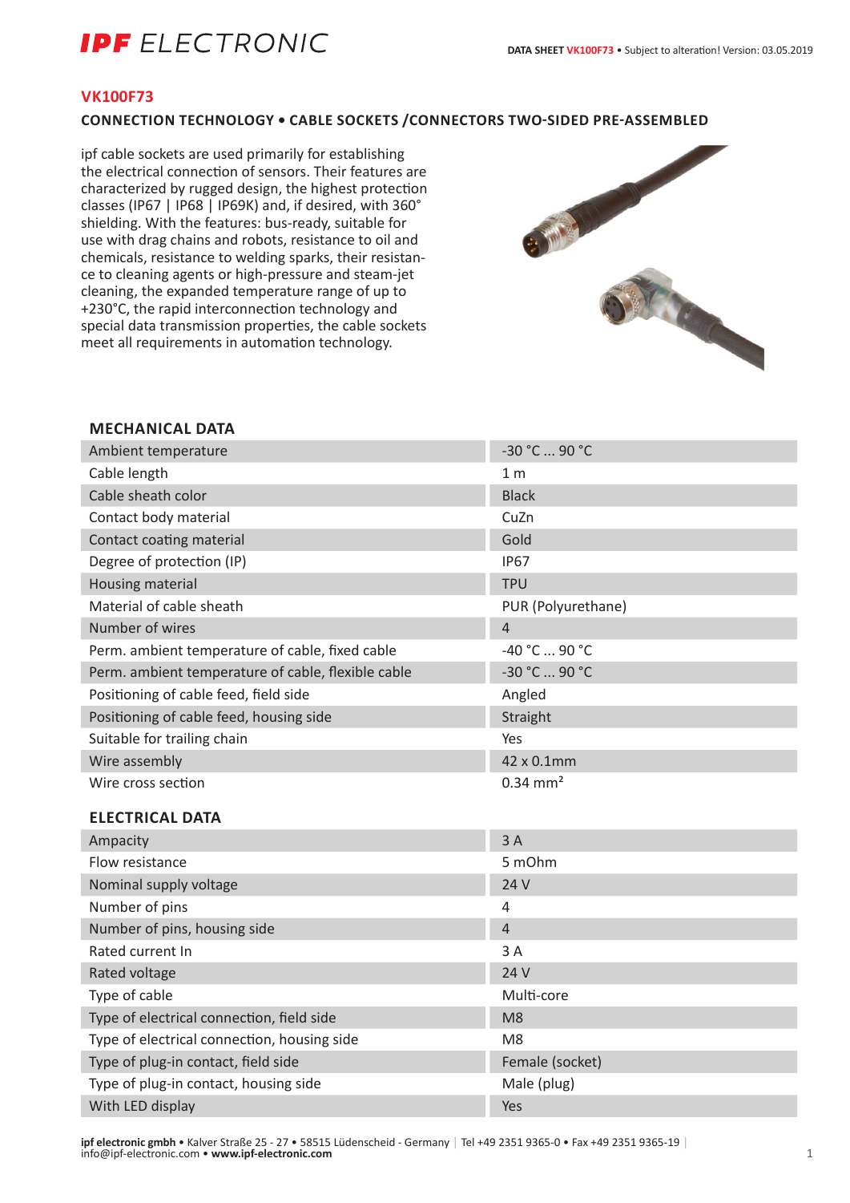# VK100F73

## CONNECTION TECHNOLOGY • CABLE SOCKETS /CONNECTORS TWO-SIDED PRE-ASSEMBLED

ipf cable sockets are used primarily for establishing the electrical connection of sensors. Their features are characterized by rugged design, the highest protection classes (IP67 | IP68 | IP69K) and, if desired, with 360° shielding. With the features: bus-ready, suitable for use with drag chains and robots, resistance to oil and chemicals, resistance to welding sparks, their resistance to cleaning agents or high-pressure and steam-jet cleaning, the expanded temperature range of up to +230°C, the rapid interconnection technology and special data transmission properties, the cable sockets meet all requirements in automation technology.

### MECHANICAL DATA

| | |
|---|---|
| Ambient temperature | -30 °C ... 90 °C |
| Cable length | 1 m |
| Cable sheath color | Black |
| Contact body material | CuZn |
| Contact coating material | Gold |
| Degree of protection (IP) | IP67 |
| Housing material | TPU |
| Material of cable sheath | PUR (Polyurethane) |
| Number of wires | 4 |
| Perm. ambient temperature of cable, fixed cable | -40 °C ... 90 °C |
| Perm. ambient temperature of cable, flexible cable | -30 °C ... 90 °C |
| Positioning of cable feed, field side | Angled |
| Positioning of cable feed, housing side | Straight |
| Suitable for trailing chain | Yes |
| Wire assembly | 42 x 0.1mm |
| Wire cross section | 0.34 mm² |

### ELECTRICAL DATA

| | |
|---|---|
| Ampacity | 3 A |
| Flow resistance | 5 mOhm |
| Nominal supply voltage | 24 V |
| Number of pins | 4 |
| Number of pins, housing side | 4 |
| Rated current In | 3 A |
| Rated voltage | 24 V |
| Type of cable | Multi-core |
| Type of electrical connection, field side | M8 |
| Type of electrical connection, housing side | M8 |
| Type of plug-in contact, field side | Female (socket) |
| Type of plug-in contact, housing side | Male (plug) |
| With LED display | Yes |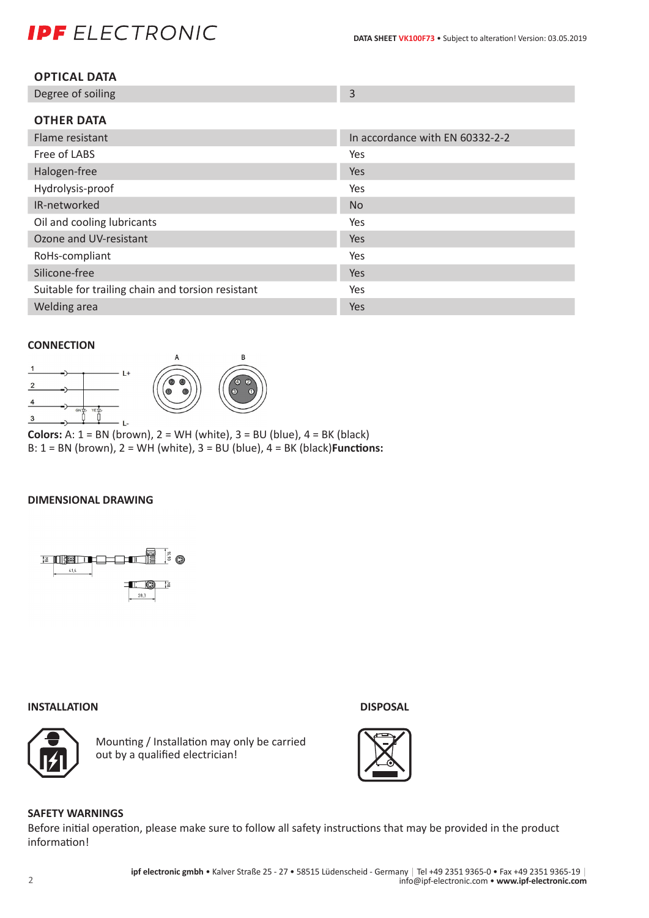## OPTICAL DATA

| | |
|---|---|
| Degree of soiling | 3 |

## OTHER DATA

| | |
|---|---|
| Flame resistant | In accordance with EN 60332-2-2 |
| Free of LABS | Yes |
| Halogen-free | Yes |
| Hydrolysis-proof | Yes |
| IR-networked | No |
| Oil and cooling lubricants | Yes |
| Ozone and UV-resistant | Yes |
| RoHs-compliant | Yes |
| Silicone-free | Yes |
| Suitable for trailing chain and torsion resistant | Yes |
| Welding area | Yes |

## CONNECTION

**Colors:** A: 1 = BN (brown), 2 = WH (white), 3 = BU (blue), 4 = BK (black)
B: 1 = BN (brown), 2 = WH (white), 3 = BU (blue), 4 = BK (black)**Functions:**

## DIMENSIONAL DRAWING

## INSTALLATION

Mounting / Installation may only be carried out by a qualified electrician!

## DISPOSAL

## SAFETY WARNINGS

Before initial operation, please make sure to follow all safety instructions that may be provided in the product information!